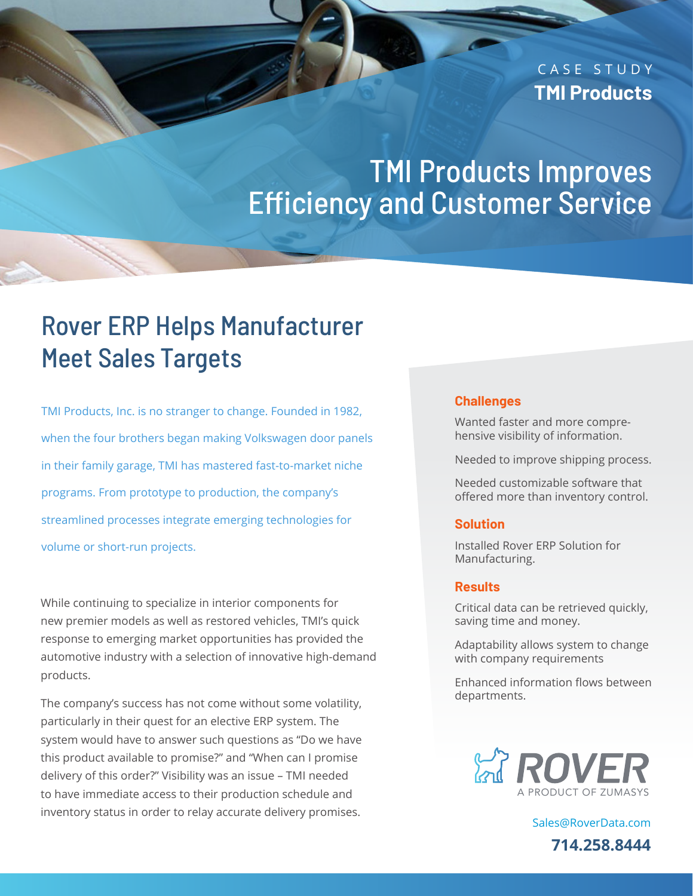CASE STUDY

**TMI Products**

# TMI Products Improves Efficiency and Customer Service

## Rover ERP Helps Manufacturer Meet Sales Targets

TMI Products, Inc. is no stranger to change. Founded in 1982, when the four brothers began making Volkswagen door panels in their family garage, TMI has mastered fast-to-market niche programs. From prototype to production, the company's streamlined processes integrate emerging technologies for volume or short-run projects.

While continuing to specialize in interior components for new premier models as well as restored vehicles, TMI's quick response to emerging market opportunities has provided the automotive industry with a selection of innovative high-demand products.

The company's success has not come without some volatility, particularly in their quest for an elective ERP system. The system would have to answer such questions as "Do we have this product available to promise?" and "When can I promise delivery of this order?" Visibility was an issue – TMI needed to have immediate access to their production schedule and inventory status in order to relay accurate delivery promises.

### Challenges

Wanted faster and more comprehensive visibility of information.

Needed to improve shipping process.

Needed customizable software that offered more than inventory control.

### Solution

Installed Rover ERP Solution for Manufacturing.

### Results

Critical data can be retrieved quickly, saving time and money.

Adaptability allows system to change with company requirements

Enhanced information flows between departments.

ROVER
A PRODUCT OF ZUMASYS

Sales@RoverData.com

**714.258.8444**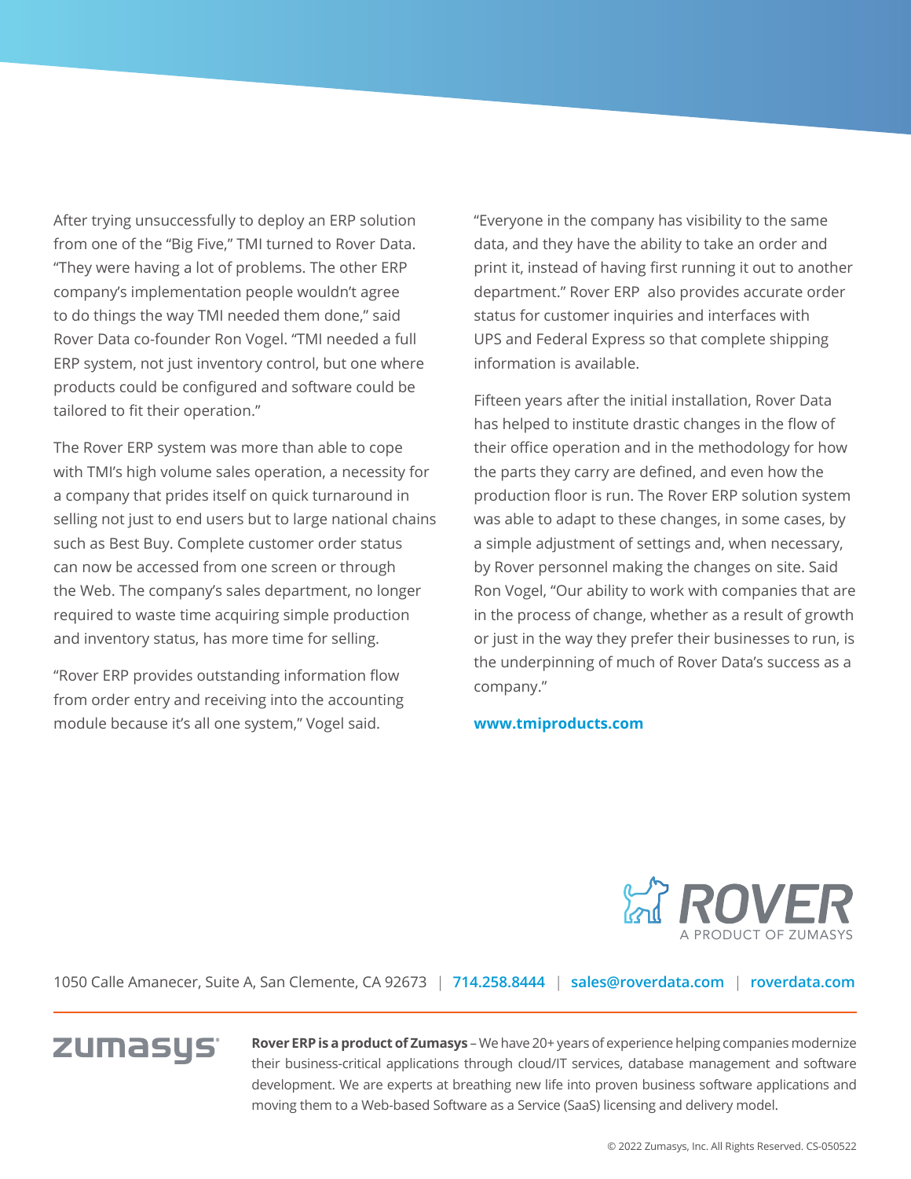After trying unsuccessfully to deploy an ERP solution from one of the "Big Five," TMI turned to Rover Data. "They were having a lot of problems. The other ERP company's implementation people wouldn't agree to do things the way TMI needed them done," said Rover Data co-founder Ron Vogel. "TMI needed a full ERP system, not just inventory control, but one where products could be configured and software could be tailored to fit their operation."

The Rover ERP system was more than able to cope with TMI's high volume sales operation, a necessity for a company that prides itself on quick turnaround in selling not just to end users but to large national chains such as Best Buy. Complete customer order status can now be accessed from one screen or through the Web. The company's sales department, no longer required to waste time acquiring simple production and inventory status, has more time for selling.

"Rover ERP provides outstanding information flow from order entry and receiving into the accounting module because it's all one system," Vogel said. "Everyone in the company has visibility to the same data, and they have the ability to take an order and print it, instead of having first running it out to another department." Rover ERP also provides accurate order status for customer inquiries and interfaces with UPS and Federal Express so that complete shipping information is available.

Fifteen years after the initial installation, Rover Data has helped to institute drastic changes in the flow of their office operation and in the methodology for how the parts they carry are defined, and even how the production floor is run. The Rover ERP solution system was able to adapt to these changes, in some cases, by a simple adjustment of settings and, when necessary, by Rover personnel making the changes on site. Said Ron Vogel, "Our ability to work with companies that are in the process of change, whether as a result of growth or just in the way they prefer their businesses to run, is the underpinning of much of Rover Data's success as a company."

**www.tmiproducts.com**

ROVER
A PRODUCT OF ZUMASYS

1050 Calle Amanecer, Suite A, San Clemente, CA 92673 | **714.258.8444** | **sales@roverdata.com** | **roverdata.com**

zumasys

**Rover ERP is a product of Zumasys** – We have 20+ years of experience helping companies modernize their business-critical applications through cloud/IT services, database management and software development. We are experts at breathing new life into proven business software applications and moving them to a Web-based Software as a Service (SaaS) licensing and delivery model.

© 2022 Zumasys, Inc. All Rights Reserved. CS-050522